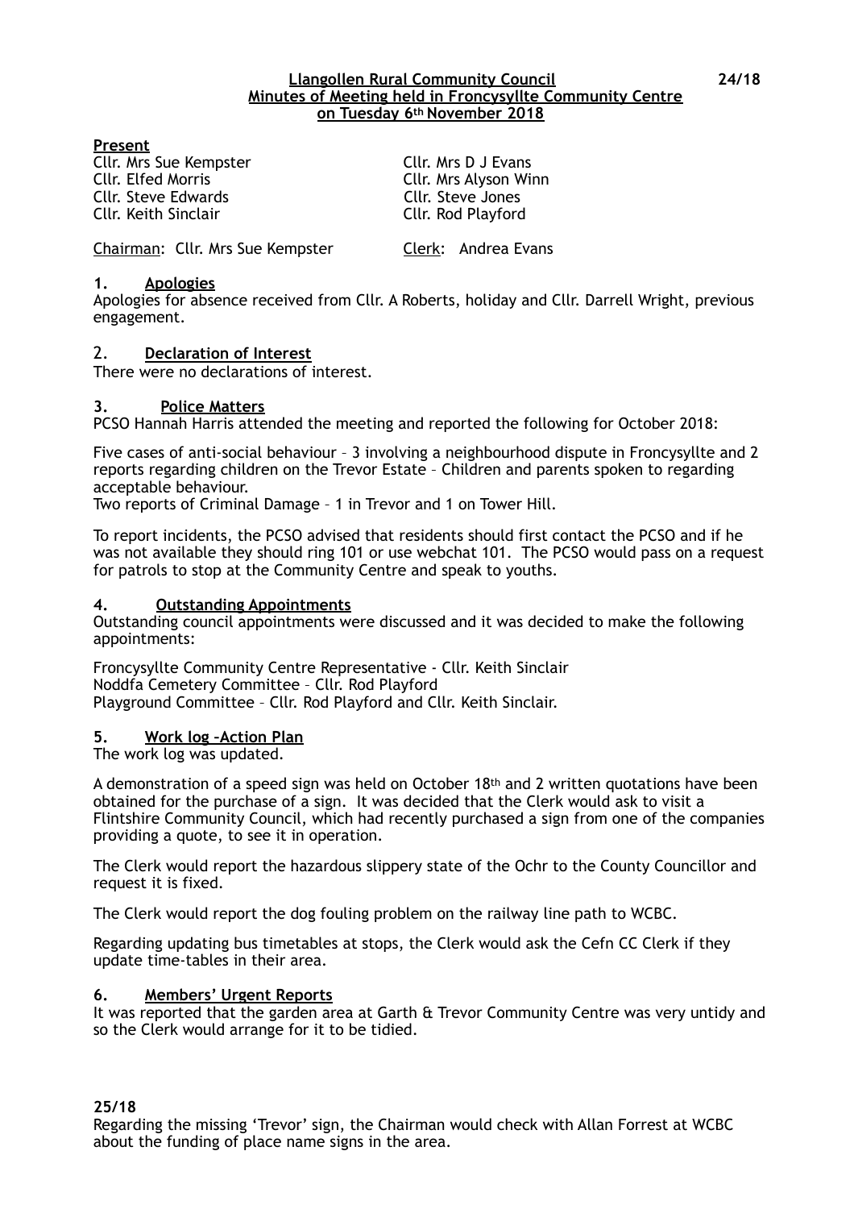**Llangollen Rural Community Council**
**Minutes of Meeting held in Froncysyllte Community Centre**
**on Tuesday 6th November 2018**

24/18

**Present**

Cllr. Mrs Sue Kempster
Cllr. Elfed Morris
Cllr. Steve Edwards
Cllr. Keith Sinclair
Cllr. Mrs D J Evans
Cllr. Mrs Alyson Winn
Cllr. Steve Jones
Cllr. Rod Playford

Chairman: Cllr. Mrs Sue Kempster    Clerk: Andrea Evans

## 1. Apologies

Apologies for absence received from Cllr. A Roberts, holiday and Cllr. Darrell Wright, previous engagement.

## 2. Declaration of Interest

There were no declarations of interest.

## 3. Police Matters

PCSO Hannah Harris attended the meeting and reported the following for October 2018:

Five cases of anti-social behaviour – 3 involving a neighbourhood dispute in Froncysyllte and 2 reports regarding children on the Trevor Estate – Children and parents spoken to regarding acceptable behaviour.
Two reports of Criminal Damage – 1 in Trevor and 1 on Tower Hill.

To report incidents, the PCSO advised that residents should first contact the PCSO and if he was not available they should ring 101 or use webchat 101. The PCSO would pass on a request for patrols to stop at the Community Centre and speak to youths.

## 4. Outstanding Appointments

Outstanding council appointments were discussed and it was decided to make the following appointments:

Froncysyllte Community Centre Representative - Cllr. Keith Sinclair
Noddfa Cemetery Committee – Cllr. Rod Playford
Playground Committee – Cllr. Rod Playford and Cllr. Keith Sinclair.

## 5. Work log –Action Plan

The work log was updated.

A demonstration of a speed sign was held on October 18th and 2 written quotations have been obtained for the purchase of a sign. It was decided that the Clerk would ask to visit a Flintshire Community Council, which had recently purchased a sign from one of the companies providing a quote, to see it in operation.

The Clerk would report the hazardous slippery state of the Ochr to the County Councillor and request it is fixed.

The Clerk would report the dog fouling problem on the railway line path to WCBC.

Regarding updating bus timetables at stops, the Clerk would ask the Cefn CC Clerk if they update time-tables in their area.

## 6. Members' Urgent Reports

It was reported that the garden area at Garth & Trevor Community Centre was very untidy and so the Clerk would arrange for it to be tidied.

25/18

Regarding the missing 'Trevor' sign, the Chairman would check with Allan Forrest at WCBC about the funding of place name signs in the area.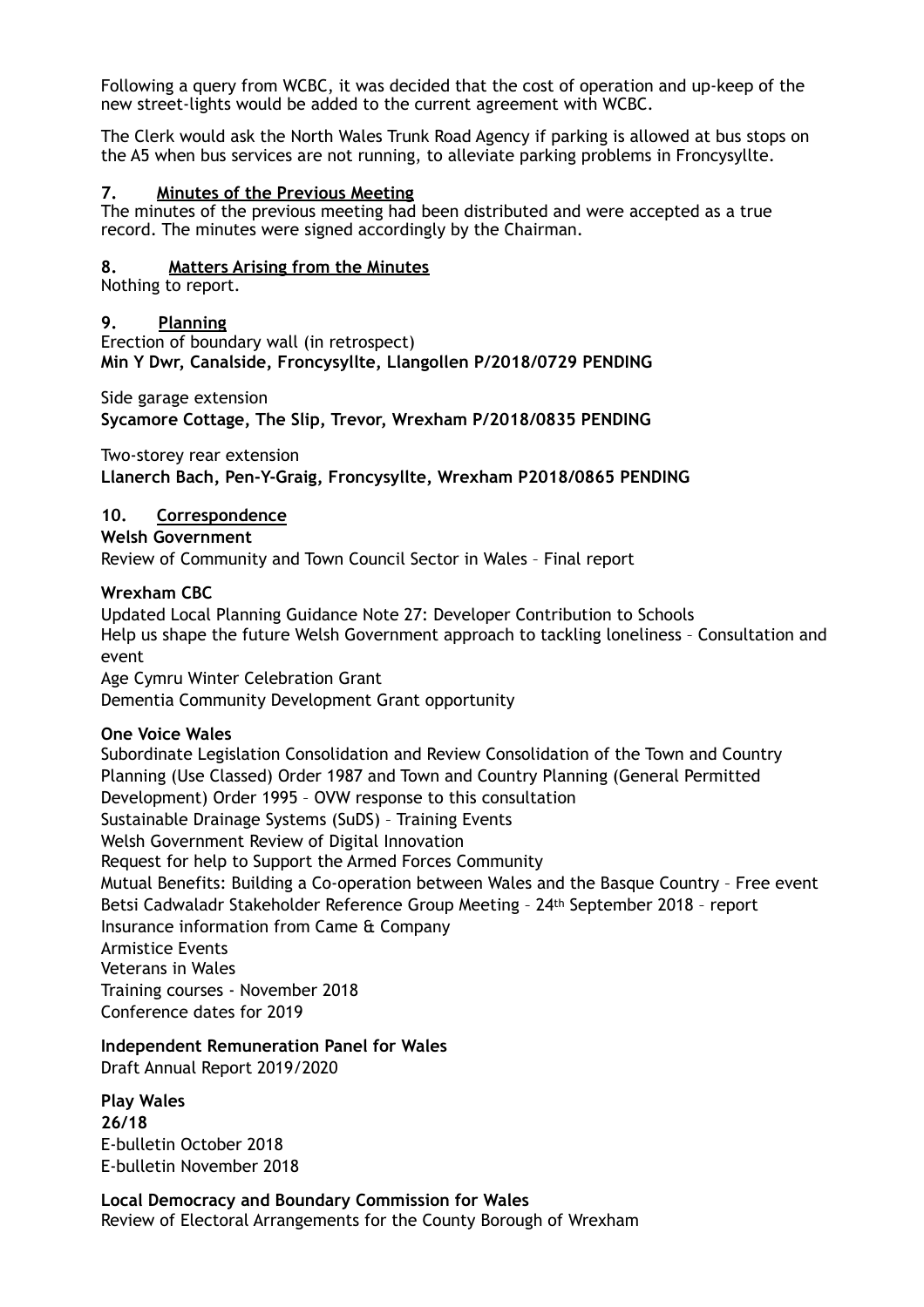Following a query from WCBC, it was decided that the cost of operation and up-keep of the new street-lights would be added to the current agreement with WCBC.

The Clerk would ask the North Wales Trunk Road Agency if parking is allowed at bus stops on the A5 when bus services are not running, to alleviate parking problems in Froncysyllte.

## 7. Minutes of the Previous Meeting

The minutes of the previous meeting had been distributed and were accepted as a true record. The minutes were signed accordingly by the Chairman.

## 8. Matters Arising from the Minutes

Nothing to report.

## 9. Planning

Erection of boundary wall (in retrospect)
**Min Y Dwr, Canalside, Froncysyllte, Llangollen P/2018/0729 PENDING**

Side garage extension
**Sycamore Cottage, The Slip, Trevor, Wrexham P/2018/0835 PENDING**

Two-storey rear extension
**Llanerch Bach, Pen-Y-Graig, Froncysyllte, Wrexham P2018/0865 PENDING**

## 10. Correspondence

**Welsh Government**
Review of Community and Town Council Sector in Wales – Final report

**Wrexham CBC**
Updated Local Planning Guidance Note 27: Developer Contribution to Schools
Help us shape the future Welsh Government approach to tackling loneliness – Consultation and event
Age Cymru Winter Celebration Grant
Dementia Community Development Grant opportunity

**One Voice Wales**
Subordinate Legislation Consolidation and Review Consolidation of the Town and Country Planning (Use Classed) Order 1987 and Town and Country Planning (General Permitted Development) Order 1995 – OVW response to this consultation
Sustainable Drainage Systems (SuDS) – Training Events
Welsh Government Review of Digital Innovation
Request for help to Support the Armed Forces Community
Mutual Benefits: Building a Co-operation between Wales and the Basque Country – Free event
Betsi Cadwaladr Stakeholder Reference Group Meeting – 24th September 2018 – report
Insurance information from Came & Company
Armistice Events
Veterans in Wales
Training courses - November 2018
Conference dates for 2019

**Independent Remuneration Panel for Wales**
Draft Annual Report 2019/2020

**Play Wales**
**26/18**
E-bulletin October 2018
E-bulletin November 2018

**Local Democracy and Boundary Commission for Wales**
Review of Electoral Arrangements for the County Borough of Wrexham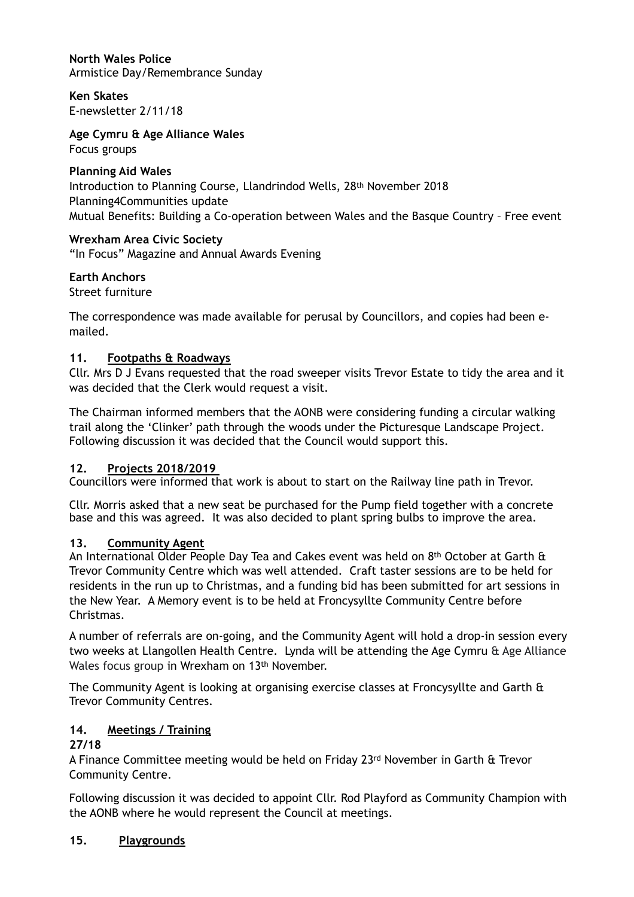**North Wales Police**
Armistice Day/Remembrance Sunday

**Ken Skates**
E-newsletter 2/11/18

**Age Cymru & Age Alliance Wales**
Focus groups

**Planning Aid Wales**
Introduction to Planning Course, Llandrindod Wells, 28th November 2018
Planning4Communities update
Mutual Benefits: Building a Co-operation between Wales and the Basque Country – Free event

**Wrexham Area Civic Society**
"In Focus" Magazine and Annual Awards Evening

**Earth Anchors**
Street furniture

The correspondence was made available for perusal by Councillors, and copies had been e-mailed.

## 11. Footpaths & Roadways

Cllr. Mrs D J Evans requested that the road sweeper visits Trevor Estate to tidy the area and it was decided that the Clerk would request a visit.

The Chairman informed members that the AONB were considering funding a circular walking trail along the 'Clinker' path through the woods under the Picturesque Landscape Project. Following discussion it was decided that the Council would support this.

## 12. Projects 2018/2019

Councillors were informed that work is about to start on the Railway line path in Trevor.

Cllr. Morris asked that a new seat be purchased for the Pump field together with a concrete base and this was agreed. It was also decided to plant spring bulbs to improve the area.

## 13. Community Agent

An International Older People Day Tea and Cakes event was held on 8th October at Garth & Trevor Community Centre which was well attended. Craft taster sessions are to be held for residents in the run up to Christmas, and a funding bid has been submitted for art sessions in the New Year. A Memory event is to be held at Froncysyllte Community Centre before Christmas.

A number of referrals are on-going, and the Community Agent will hold a drop-in session every two weeks at Llangollen Health Centre. Lynda will be attending the Age Cymru & Age Alliance Wales focus group in Wrexham on 13th November.

The Community Agent is looking at organising exercise classes at Froncysyllte and Garth & Trevor Community Centres.

## 14. Meetings / Training

**27/18**

A Finance Committee meeting would be held on Friday 23rd November in Garth & Trevor Community Centre.

Following discussion it was decided to appoint Cllr. Rod Playford as Community Champion with the AONB where he would represent the Council at meetings.

## 15. Playgrounds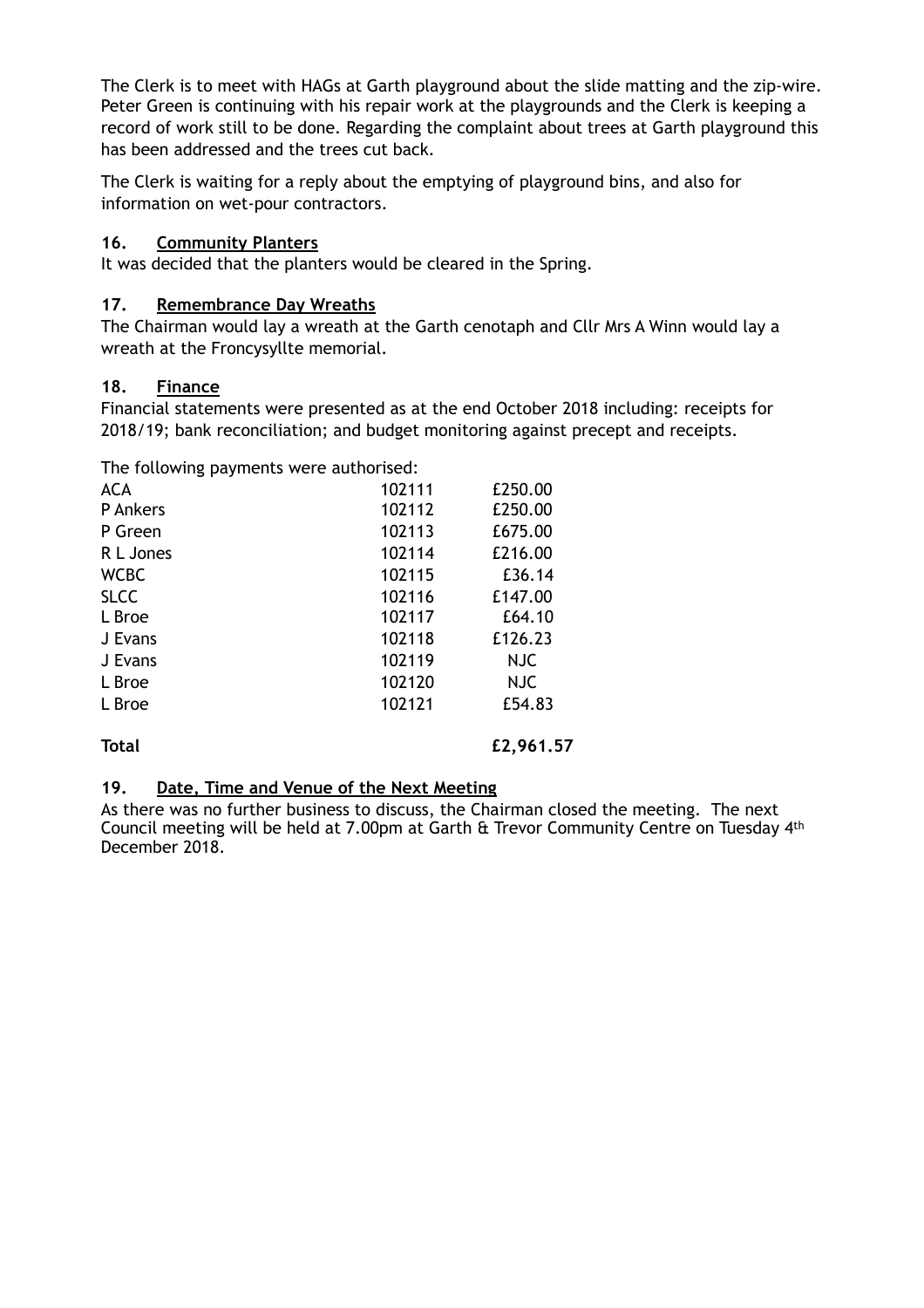The Clerk is to meet with HAGs at Garth playground about the slide matting and the zip-wire. Peter Green is continuing with his repair work at the playgrounds and the Clerk is keeping a record of work still to be done. Regarding the complaint about trees at Garth playground this has been addressed and the trees cut back.

The Clerk is waiting for a reply about the emptying of playground bins, and also for information on wet-pour contractors.

### 16. Community Planters

It was decided that the planters would be cleared in the Spring.

### 17. Remembrance Day Wreaths

The Chairman would lay a wreath at the Garth cenotaph and Cllr Mrs A Winn would lay a wreath at the Froncysyllte memorial.

### 18. Finance

Financial statements were presented as at the end October 2018 including: receipts for 2018/19; bank reconciliation; and budget monitoring against precept and receipts.

The following payments were authorised:

| | | |
|---|---|---|
| ACA | 102111 | £250.00 |
| P Ankers | 102112 | £250.00 |
| P Green | 102113 | £675.00 |
| R L Jones | 102114 | £216.00 |
| WCBC | 102115 | £36.14 |
| SLCC | 102116 | £147.00 |
| L Broe | 102117 | £64.10 |
| J Evans | 102118 | £126.23 |
| J Evans | 102119 | NJC |
| L Broe | 102120 | NJC |
| L Broe | 102121 | £54.83 |
| **Total** | | **£2,961.57** |

### 19. Date, Time and Venue of the Next Meeting

As there was no further business to discuss, the Chairman closed the meeting. The next Council meeting will be held at 7.00pm at Garth & Trevor Community Centre on Tuesday 4th December 2018.